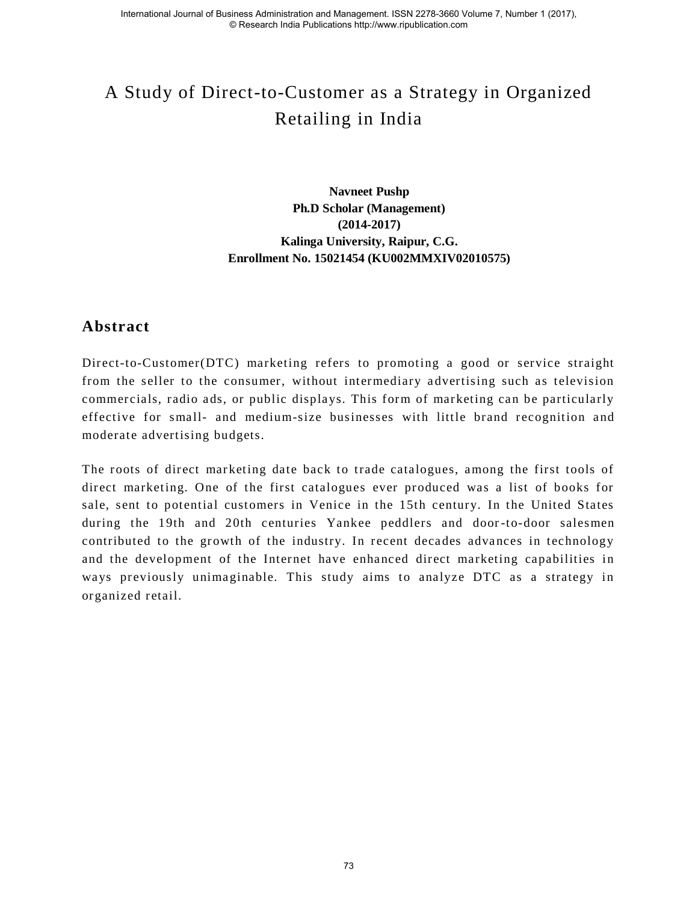# A Study of Direct-to-Customer as a Strategy in Organized Retailing in India

**Navneet Pushp**
**Ph.D Scholar (Management)**
**(2014-2017)**
**Kalinga University, Raipur, C.G.**
**Enrollment No. 15021454 (KU002MMXIV02010575)**

## Abstract

Direct-to-Customer(DTC) marketing refers to promoting a good or service straight from the seller to the consumer, without intermediary advertising such as television commercials, radio ads, or public displays. This form of marketing can be particularly effective for small- and medium-size businesses with little brand recognition and moderate advertising budgets.

The roots of direct marketing date back to trade catalogues, among the first tools of direct marketing. One of the first catalogues ever produced was a list of books for sale, sent to potential customers in Venice in the 15th century. In the United States during the 19th and 20th centuries Yankee peddlers and door-to-door salesmen contributed to the growth of the industry. In recent decades advances in technology and the development of the Internet have enhanced direct marketing capabilities in ways previously unimaginable. This study aims to analyze DTC as a strategy in organized retail.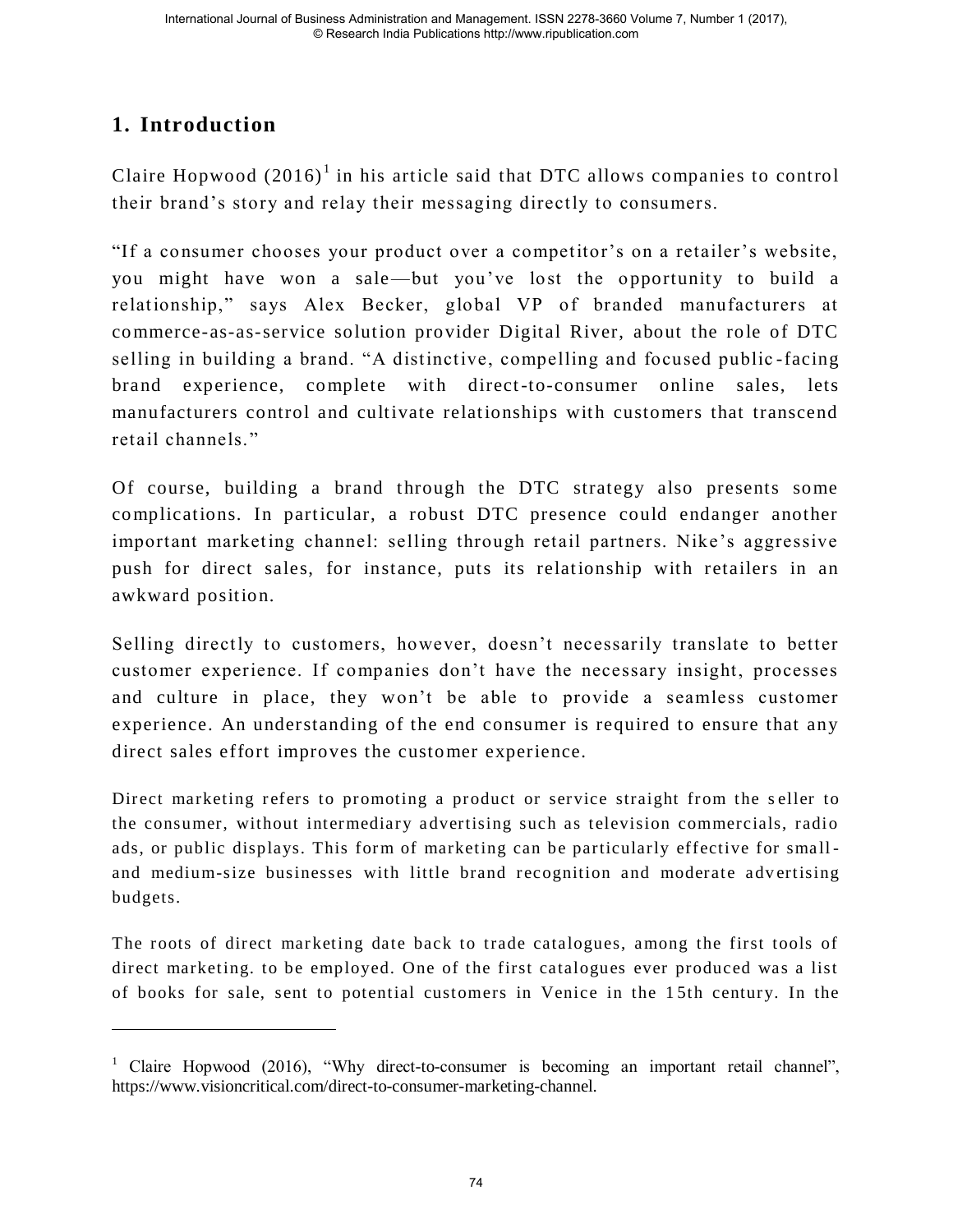## 1. Introduction

Claire Hopwood (2016)[1] in his article said that DTC allows companies to control their brand's story and relay their messaging directly to consumers.

"If a consumer chooses your product over a competitor's on a retailer's website, you might have won a sale—but you've lost the opportunity to build a relationship," says Alex Becker, global VP of branded manufacturers at commerce-as-as-service solution provider Digital River, about the role of DTC selling in building a brand. "A distinctive, compelling and focused public-facing brand experience, complete with direct-to-consumer online sales, lets manufacturers control and cultivate relationships with customers that transcend retail channels."

Of course, building a brand through the DTC strategy also presents some complications. In particular, a robust DTC presence could endanger another important marketing channel: selling through retail partners. Nike's aggressive push for direct sales, for instance, puts its relationship with retailers in an awkward position.

Selling directly to customers, however, doesn't necessarily translate to better customer experience. If companies don't have the necessary insight, processes and culture in place, they won't be able to provide a seamless customer experience. An understanding of the end consumer is required to ensure that any direct sales effort improves the customer experience.

Direct marketing refers to promoting a product or service straight from the seller to the consumer, without intermediary advertising such as television commercials, radio ads, or public displays. This form of marketing can be particularly effective for small- and medium-size businesses with little brand recognition and moderate advertising budgets.

The roots of direct marketing date back to trade catalogues, among the first tools of direct marketing. to be employed. One of the first catalogues ever produced was a list of books for sale, sent to potential customers in Venice in the 15th century. In the

---

[1] Claire Hopwood (2016), "Why direct-to-consumer is becoming an important retail channel", https://www.visioncritical.com/direct-to-consumer-marketing-channel.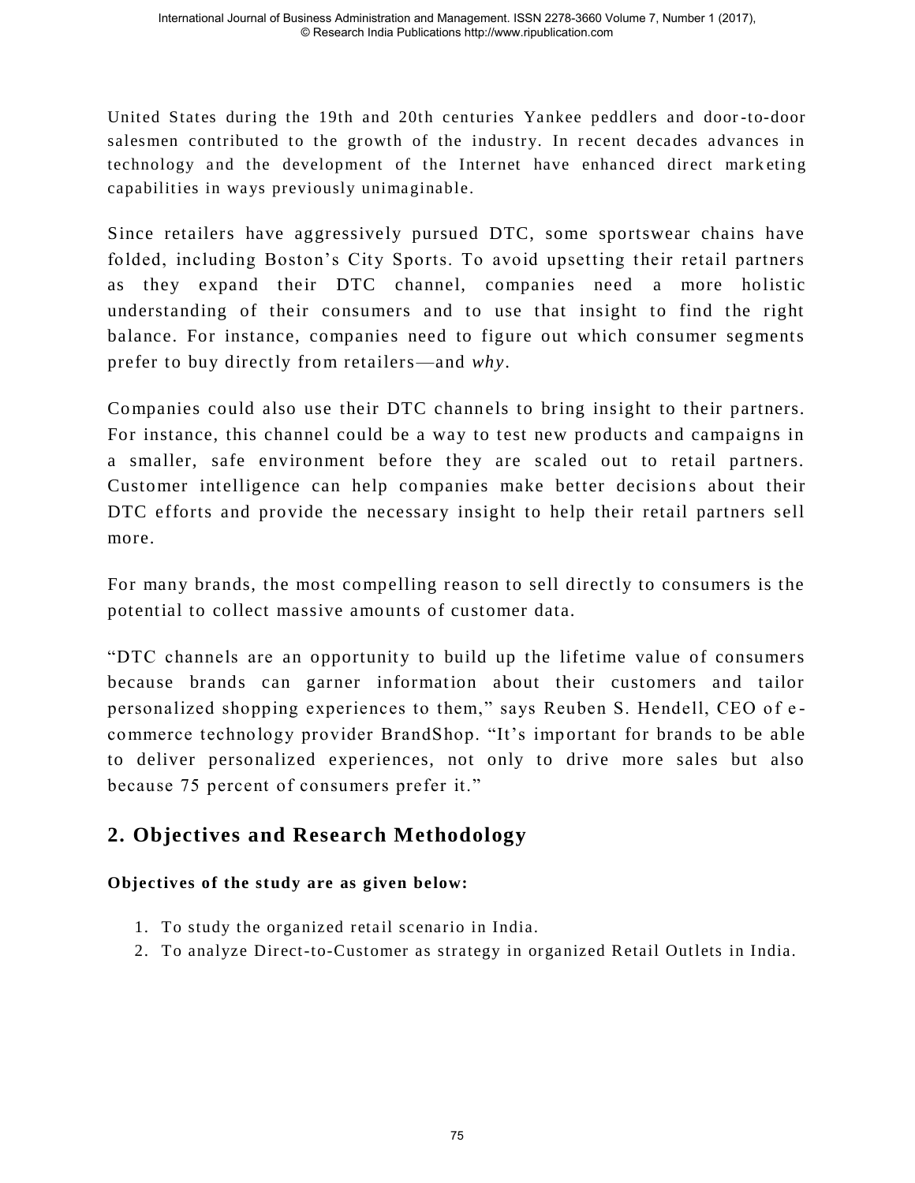United States during the 19th and 20th centuries Yankee peddlers and door-to-door salesmen contributed to the growth of the industry. In recent decades advances in technology and the development of the Internet have enhanced direct marketing capabilities in ways previously unimaginable.

Since retailers have aggressively pursued DTC, some sportswear chains have folded, including Boston's City Sports. To avoid upsetting their retail partners as they expand their DTC channel, companies need a more holistic understanding of their consumers and to use that insight to find the right balance. For instance, companies need to figure out which consumer segments prefer to buy directly from retailers—and *why*.

Companies could also use their DTC channels to bring insight to their partners. For instance, this channel could be a way to test new products and campaigns in a smaller, safe environment before they are scaled out to retail partners. Customer intelligence can help companies make better decisions about their DTC efforts and provide the necessary insight to help their retail partners sell more.

For many brands, the most compelling reason to sell directly to consumers is the potential to collect massive amounts of customer data.

"DTC channels are an opportunity to build up the lifetime value of consumers because brands can garner information about their customers and tailor personalized shopping experiences to them," says Reuben S. Hendell, CEO of e-commerce technology provider BrandShop. "It's important for brands to be able to deliver personalized experiences, not only to drive more sales but also because 75 percent of consumers prefer it."

## 2. Objectives and Research Methodology

**Objectives of the study are as given below:**

1. To study the organized retail scenario in India.
2. To analyze Direct-to-Customer as strategy in organized Retail Outlets in India.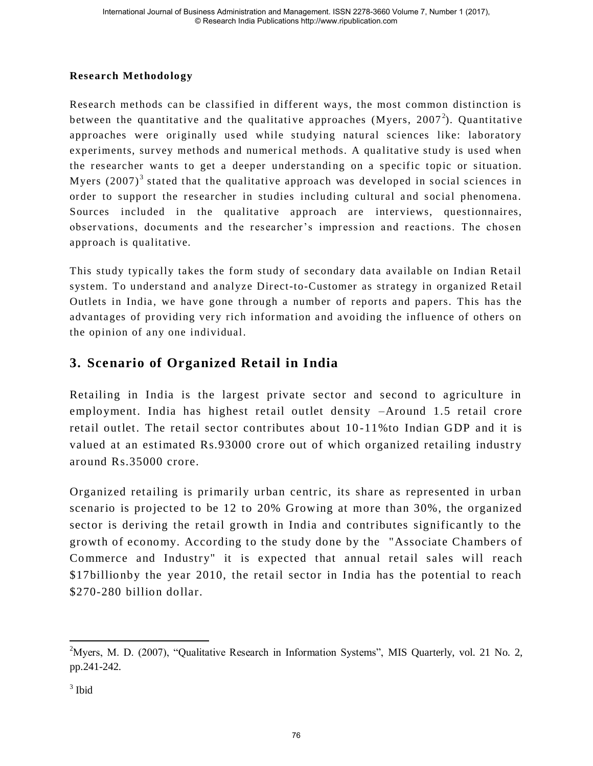**Research Methodology**

Research methods can be classified in different ways, the most common distinction is between the quantitative and the qualitative approaches (Myers, 2007[2]). Quantitative approaches were originally used while studying natural sciences like: laboratory experiments, survey methods and numerical methods. A qualitative study is used when the researcher wants to get a deeper understanding on a specific topic or situation. Myers (2007)[3] stated that the qualitative approach was developed in social sciences in order to support the researcher in studies including cultural and social phenomena. Sources included in the qualitative approach are interviews, questionnaires, observations, documents and the researcher's impression and reactions. The chosen approach is qualitative.

This study typically takes the form study of secondary data available on Indian Retail system. To understand and analyze Direct-to-Customer as strategy in organized Retail Outlets in India, we have gone through a number of reports and papers. This has the advantages of providing very rich information and avoiding the influence of others on the opinion of any one individual.

## 3. Scenario of Organized Retail in India

Retailing in India is the largest private sector and second to agriculture in employment. India has highest retail outlet density –Around 1.5 retail crore retail outlet. The retail sector contributes about 10-11%to Indian GDP and it is valued at an estimated Rs.93000 crore out of which organized retailing industry around Rs.35000 crore.

Organized retailing is primarily urban centric, its share as represented in urban scenario is projected to be 12 to 20% Growing at more than 30%, the organized sector is deriving the retail growth in India and contributes significantly to the growth of economy. According to the study done by the "Associate Chambers of Commerce and Industry" it is expected that annual retail sales will reach $17billionby the year 2010, the retail sector in India has the potential to reach $270-280 billion dollar.

---

[2]Myers, M. D. (2007), "Qualitative Research in Information Systems", MIS Quarterly, vol. 21 No. 2, pp.241-242.

[3] Ibid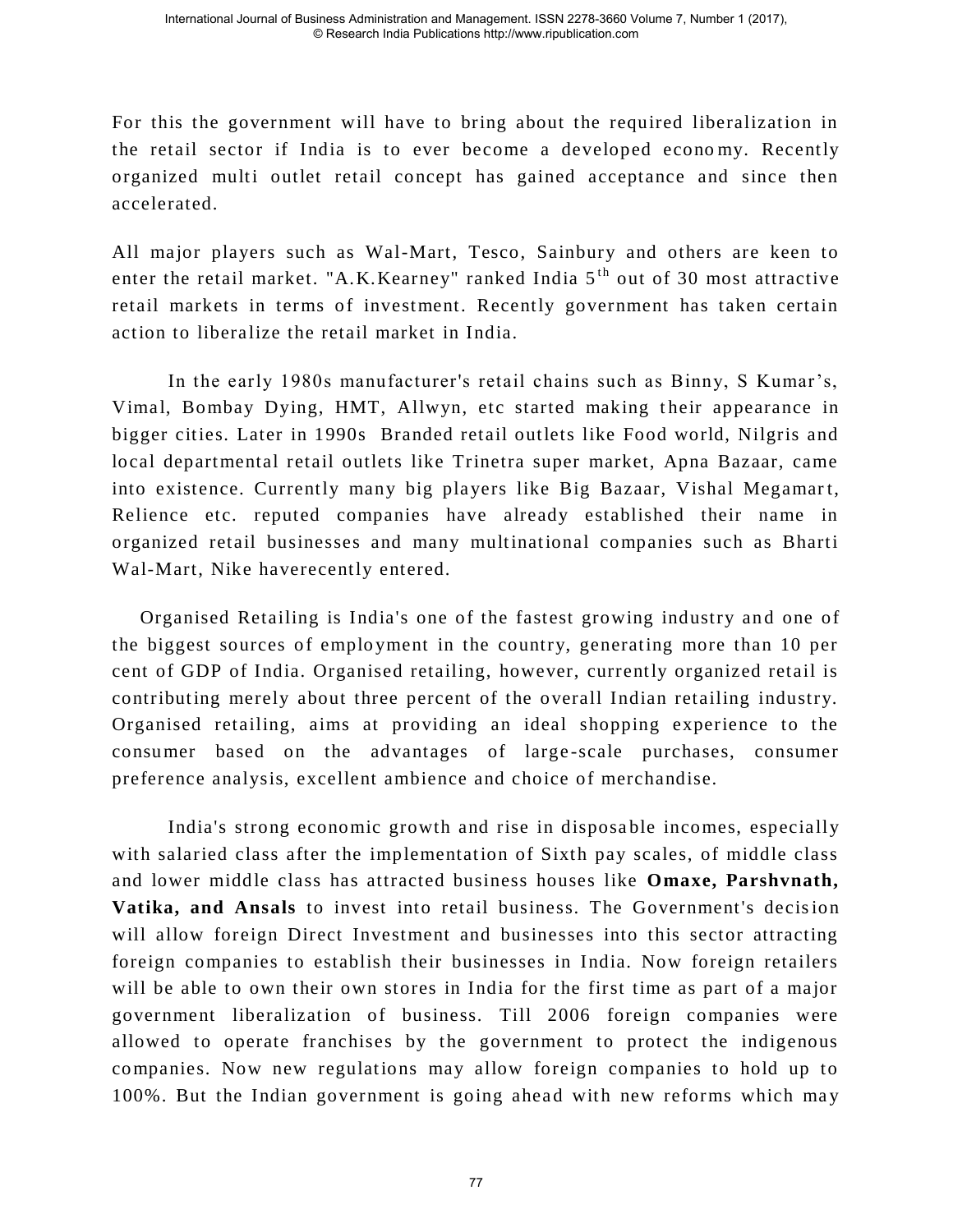For this the government will have to bring about the required liberalization in the retail sector if India is to ever become a developed economy. Recently organized multi outlet retail concept has gained acceptance and since then accelerated.

All major players such as Wal-Mart, Tesco, Sainbury and others are keen to enter the retail market. "A.K.Kearney" ranked India 5$^{th}$ out of 30 most attractive retail markets in terms of investment. Recently government has taken certain action to liberalize the retail market in India.

In the early 1980s manufacturer's retail chains such as Binny, S Kumar's, Vimal, Bombay Dying, HMT, Allwyn, etc started making their appearance in bigger cities. Later in 1990s Branded retail outlets like Food world, Nilgris and local departmental retail outlets like Trinetra super market, Apna Bazaar, came into existence. Currently many big players like Big Bazaar, Vishal Megamart, Relience etc. reputed companies have already established their name in organized retail businesses and many multinational companies such as Bharti Wal-Mart, Nike haverecently entered.

Organised Retailing is India's one of the fastest growing industry and one of the biggest sources of employment in the country, generating more than 10 per cent of GDP of India. Organised retailing, however, currently organized retail is contributing merely about three percent of the overall Indian retailing industry. Organised retailing, aims at providing an ideal shopping experience to the consumer based on the advantages of large-scale purchases, consumer preference analysis, excellent ambience and choice of merchandise.

India's strong economic growth and rise in disposable incomes, especially with salaried class after the implementation of Sixth pay scales, of middle class and lower middle class has attracted business houses like **Omaxe, Parshvnath, Vatika, and Ansals** to invest into retail business. The Government's decision will allow foreign Direct Investment and businesses into this sector attracting foreign companies to establish their businesses in India. Now foreign retailers will be able to own their own stores in India for the first time as part of a major government liberalization of business. Till 2006 foreign companies were allowed to operate franchises by the government to protect the indigenous companies. Now new regulations may allow foreign companies to hold up to 100%. But the Indian government is going ahead with new reforms which may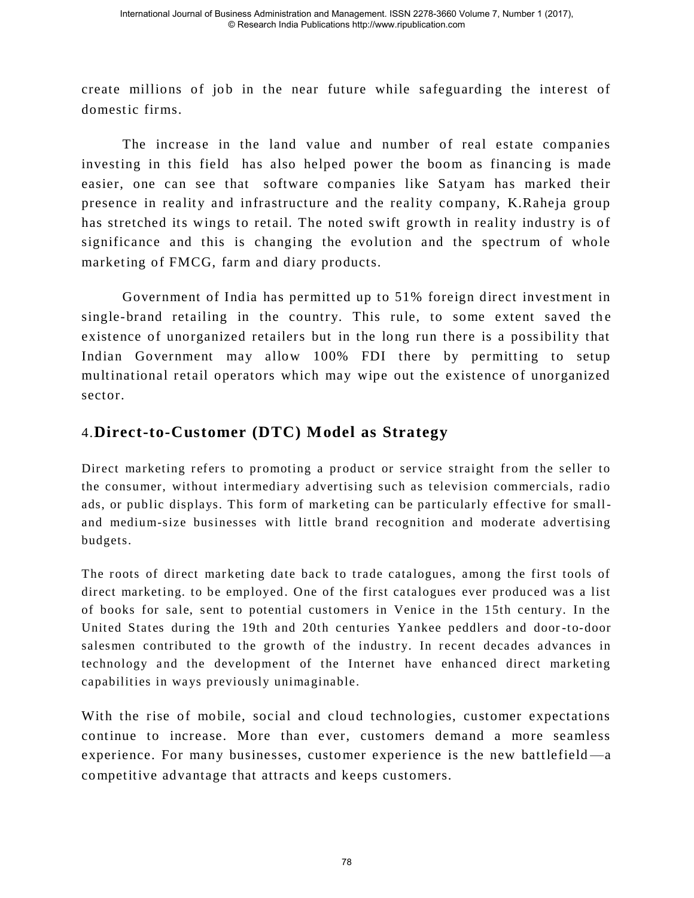create millions of job in the near future while safeguarding the interest of domestic firms.

The increase in the land value and number of real estate companies investing in this field has also helped power the boom as financing is made easier, one can see that software companies like Satyam has marked their presence in reality and infrastructure and the reality company, K.Raheja group has stretched its wings to retail. The noted swift growth in reality industry is of significance and this is changing the evolution and the spectrum of whole marketing of FMCG, farm and diary products.

Government of India has permitted up to 51% foreign direct investment in single-brand retailing in the country. This rule, to some extent saved the existence of unorganized retailers but in the long run there is a possibility that Indian Government may allow 100% FDI there by permitting to setup multinational retail operators which may wipe out the existence of unorganized sector.

## 4. Direct-to-Customer (DTC) Model as Strategy

Direct marketing refers to promoting a product or service straight from the seller to the consumer, without intermediary advertising such as television commercials, radio ads, or public displays. This form of marketing can be particularly effective for small- and medium-size businesses with little brand recognition and moderate advertising budgets.

The roots of direct marketing date back to trade catalogues, among the first tools of direct marketing. to be employed. One of the first catalogues ever produced was a list of books for sale, sent to potential customers in Venice in the 15th century. In the United States during the 19th and 20th centuries Yankee peddlers and door-to-door salesmen contributed to the growth of the industry. In recent decades advances in technology and the development of the Internet have enhanced direct marketing capabilities in ways previously unimaginable.

With the rise of mobile, social and cloud technologies, customer expectations continue to increase. More than ever, customers demand a more seamless experience. For many businesses, customer experience is the new battlefield—a competitive advantage that attracts and keeps customers.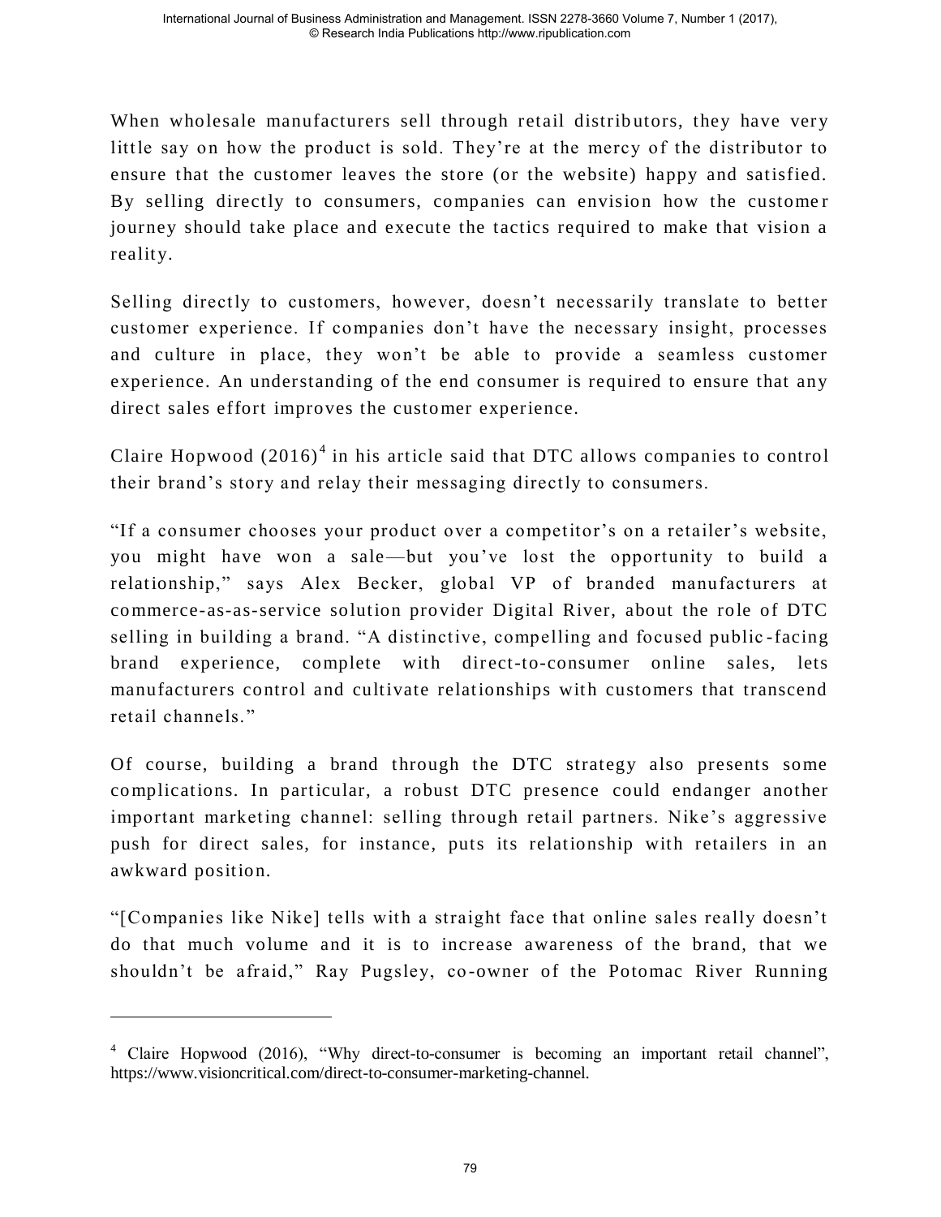When wholesale manufacturers sell through retail distributors, they have very little say on how the product is sold. They're at the mercy of the distributor to ensure that the customer leaves the store (or the website) happy and satisfied. By selling directly to consumers, companies can envision how the customer journey should take place and execute the tactics required to make that vision a reality.

Selling directly to customers, however, doesn't necessarily translate to better customer experience. If companies don't have the necessary insight, processes and culture in place, they won't be able to provide a seamless customer experience. An understanding of the end consumer is required to ensure that any direct sales effort improves the customer experience.

Claire Hopwood (2016)[4] in his article said that DTC allows companies to control their brand's story and relay their messaging directly to consumers.

"If a consumer chooses your product over a competitor's on a retailer's website, you might have won a sale—but you've lost the opportunity to build a relationship," says Alex Becker, global VP of branded manufacturers at commerce-as-as-service solution provider Digital River, about the role of DTC selling in building a brand. "A distinctive, compelling and focused public-facing brand experience, complete with direct-to-consumer online sales, lets manufacturers control and cultivate relationships with customers that transcend retail channels."

Of course, building a brand through the DTC strategy also presents some complications. In particular, a robust DTC presence could endanger another important marketing channel: selling through retail partners. Nike's aggressive push for direct sales, for instance, puts its relationship with retailers in an awkward position.

"[Companies like Nike] tells with a straight face that online sales really doesn't do that much volume and it is to increase awareness of the brand, that we shouldn't be afraid," Ray Pugsley, co-owner of the Potomac River Running

---

[4] Claire Hopwood (2016), "Why direct-to-consumer is becoming an important retail channel", https://www.visioncritical.com/direct-to-consumer-marketing-channel.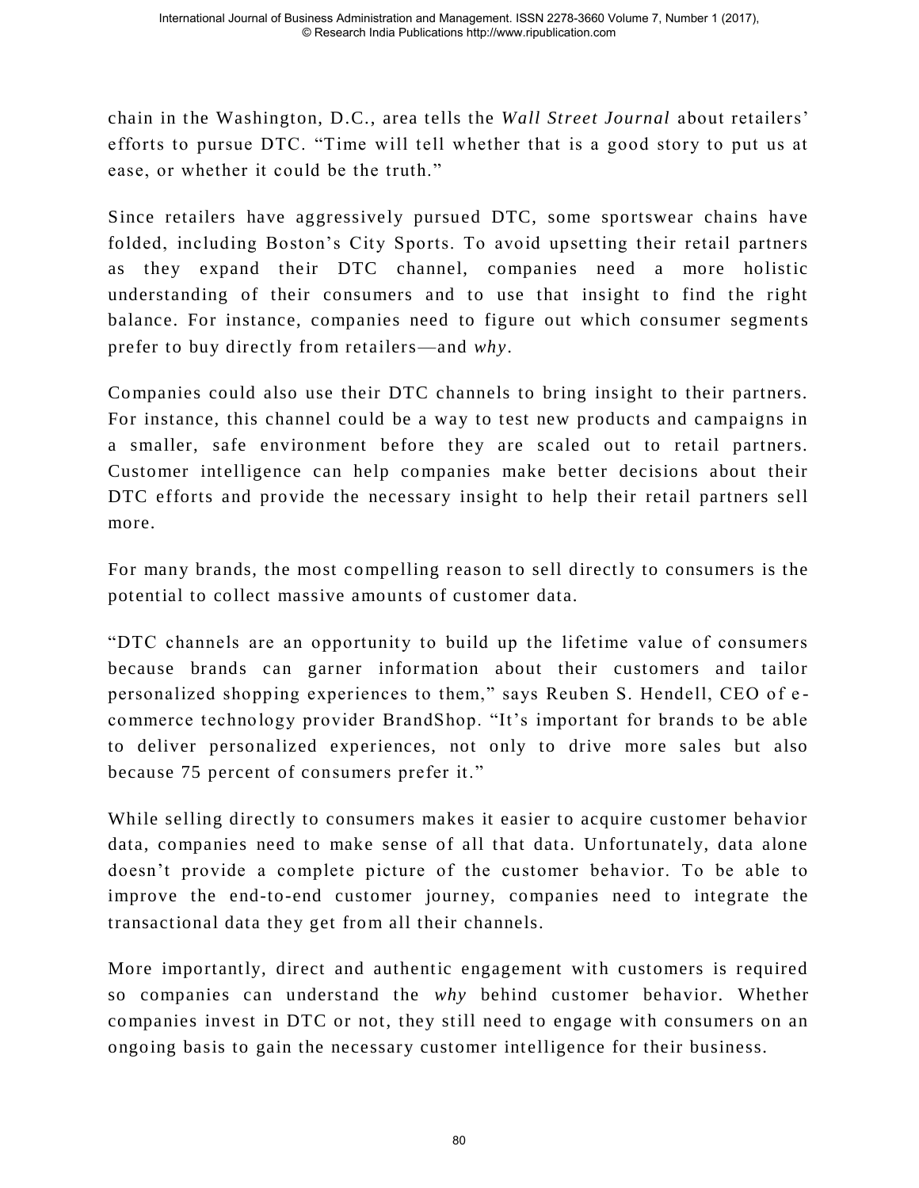chain in the Washington, D.C., area tells the *Wall Street Journal* about retailers' efforts to pursue DTC. "Time will tell whether that is a good story to put us at ease, or whether it could be the truth."

Since retailers have aggressively pursued DTC, some sportswear chains have folded, including Boston's City Sports. To avoid upsetting their retail partners as they expand their DTC channel, companies need a more holistic understanding of their consumers and to use that insight to find the right balance. For instance, companies need to figure out which consumer segments prefer to buy directly from retailers—and *why*.

Companies could also use their DTC channels to bring insight to their partners. For instance, this channel could be a way to test new products and campaigns in a smaller, safe environment before they are scaled out to retail partners. Customer intelligence can help companies make better decisions about their DTC efforts and provide the necessary insight to help their retail partners sell more.

For many brands, the most compelling reason to sell directly to consumers is the potential to collect massive amounts of customer data.

"DTC channels are an opportunity to build up the lifetime value of consumers because brands can garner information about their customers and tailor personalized shopping experiences to them," says Reuben S. Hendell, CEO of e-commerce technology provider BrandShop. "It's important for brands to be able to deliver personalized experiences, not only to drive more sales but also because 75 percent of consumers prefer it."

While selling directly to consumers makes it easier to acquire customer behavior data, companies need to make sense of all that data. Unfortunately, data alone doesn't provide a complete picture of the customer behavior. To be able to improve the end-to-end customer journey, companies need to integrate the transactional data they get from all their channels.

More importantly, direct and authentic engagement with customers is required so companies can understand the *why* behind customer behavior. Whether companies invest in DTC or not, they still need to engage with consumers on an ongoing basis to gain the necessary customer intelligence for their business.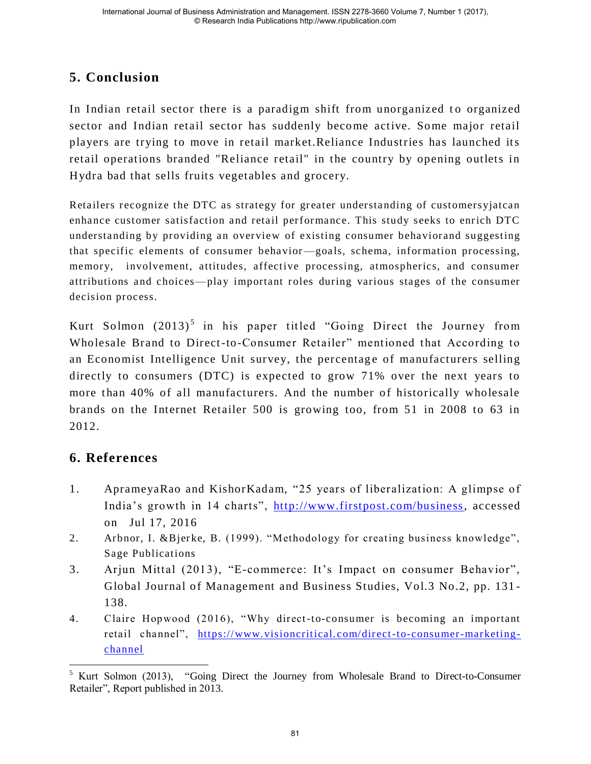## 5. Conclusion

In Indian retail sector there is a paradigm shift from unorganized to organized sector and Indian retail sector has suddenly become active. Some major retail players are trying to move in retail market.Reliance Industries has launched its retail operations branded "Reliance retail" in the country by opening outlets in Hydra bad that sells fruits vegetables and grocery.

Retailers recognize the DTC as strategy for greater understanding of customersyjatcan enhance customer satisfaction and retail performance. This study seeks to enrich DTC understanding by providing an overview of existing consumer behaviorand suggesting that specific elements of consumer behavior—goals, schema, information processing, memory, involvement, attitudes, affective processing, atmospherics, and consumer attributions and choices—play important roles during various stages of the consumer decision process.

Kurt Solmon (2013)[5] in his paper titled "Going Direct the Journey from Wholesale Brand to Direct-to-Consumer Retailer" mentioned that According to an Economist Intelligence Unit survey, the percentage of manufacturers selling directly to consumers (DTC) is expected to grow 71% over the next years to more than 40% of all manufacturers. And the number of historically wholesale brands on the Internet Retailer 500 is growing too, from 51 in 2008 to 63 in 2012.

## 6. References

1. ApprameyaRao and KishorKadam, "25 years of liberalization: A glimpse of India's growth in 14 charts", http://www.firstpost.com/business, accessed on Jul 17, 2016
2. Arbnor, I. &Bjerke, B. (1999). "Methodology for creating business knowledge", Sage Publications
3. Arjun Mittal (2013), "E-commerce: It's Impact on consumer Behavior", Global Journal of Management and Business Studies, Vol.3 No.2, pp. 131-138.
4. Claire Hopwood (2016), "Why direct-to-consumer is becoming an important retail channel", https://www.visioncritical.com/direct-to-consumer-marketing-channel

[5] Kurt Solmon (2013), "Going Direct the Journey from Wholesale Brand to Direct-to-Consumer Retailer", Report published in 2013.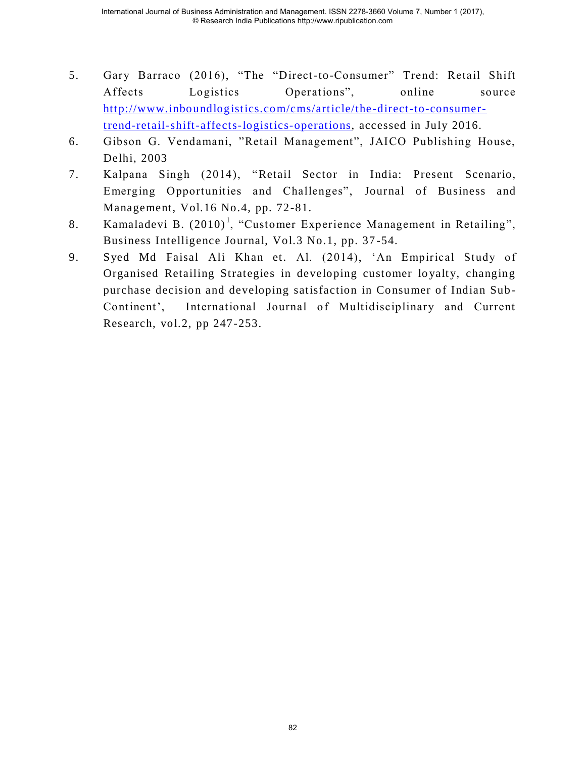5. Gary Barraco (2016), “The “Direct-to-Consumer” Trend: Retail Shift Affects Logistics Operations”, online source http://www.inboundlogistics.com/cms/article/the-direct-to-consumer-trend-retail-shift-affects-logistics-operations, accessed in July 2016.
6. Gibson G. Vendamani, ”Retail Management”, JAICO Publishing House, Delhi, 2003
7. Kalpana Singh (2014), “Retail Sector in India: Present Scenario, Emerging Opportunities and Challenges”, Journal of Business and Management, Vol.16 No.4, pp. 72-81.
8. Kamaladevi B. (2010)[1], “Customer Experience Management in Retailing”, Business Intelligence Journal, Vol.3 No.1, pp. 37-54.
9. Syed Md Faisal Ali Khan et. Al. (2014), ‘An Empirical Study of Organised Retailing Strategies in developing customer loyalty, changing purchase decision and developing satisfaction in Consumer of Indian Sub-Continent’, International Journal of Multidisciplinary and Current Research, vol.2, pp 247-253.